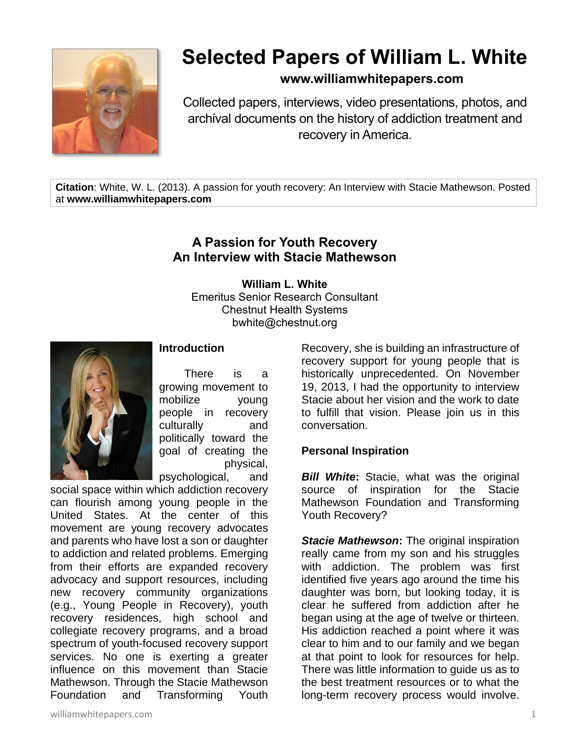# Selected Papers of William L. White

**www.williamwhitepapers.com**

Collected papers, interviews, video presentations, photos, and archival documents on the history of addiction treatment and recovery in America.

**Citation**: White, W. L. (2013). A passion for youth recovery: An Interview with Stacie Mathewson. Posted at **www.williamwhitepapers.com**

## A Passion for Youth Recovery
## An Interview with Stacie Mathewson

**William L. White**
Emeritus Senior Research Consultant
Chestnut Health Systems
bwhite@chestnut.org

### Introduction

There is a growing movement to mobilize young people in recovery culturally and politically toward the goal of creating the physical, psychological, and social space within which addiction recovery can flourish among young people in the United States. At the center of this movement are young recovery advocates and parents who have lost a son or daughter to addiction and related problems. Emerging from their efforts are expanded recovery advocacy and support resources, including new recovery community organizations (e.g., Young People in Recovery), youth recovery residences, high school and collegiate recovery programs, and a broad spectrum of youth-focused recovery support services. No one is exerting a greater influence on this movement than Stacie Mathewson. Through the Stacie Mathewson Foundation and Transforming Youth Recovery, she is building an infrastructure of recovery support for young people that is historically unprecedented. On November 19, 2013, I had the opportunity to interview Stacie about her vision and the work to date to fulfill that vision. Please join us in this conversation.

### Personal Inspiration

***Bill White*:** Stacie, what was the original source of inspiration for the Stacie Mathewson Foundation and Transforming Youth Recovery?

***Stacie Mathewson*:** The original inspiration really came from my son and his struggles with addiction. The problem was first identified five years ago around the time his daughter was born, but looking today, it is clear he suffered from addiction after he began using at the age of twelve or thirteen. His addiction reached a point where it was clear to him and to our family and we began at that point to look for resources for help. There was little information to guide us as to the best treatment resources or to what the long-term recovery process would involve.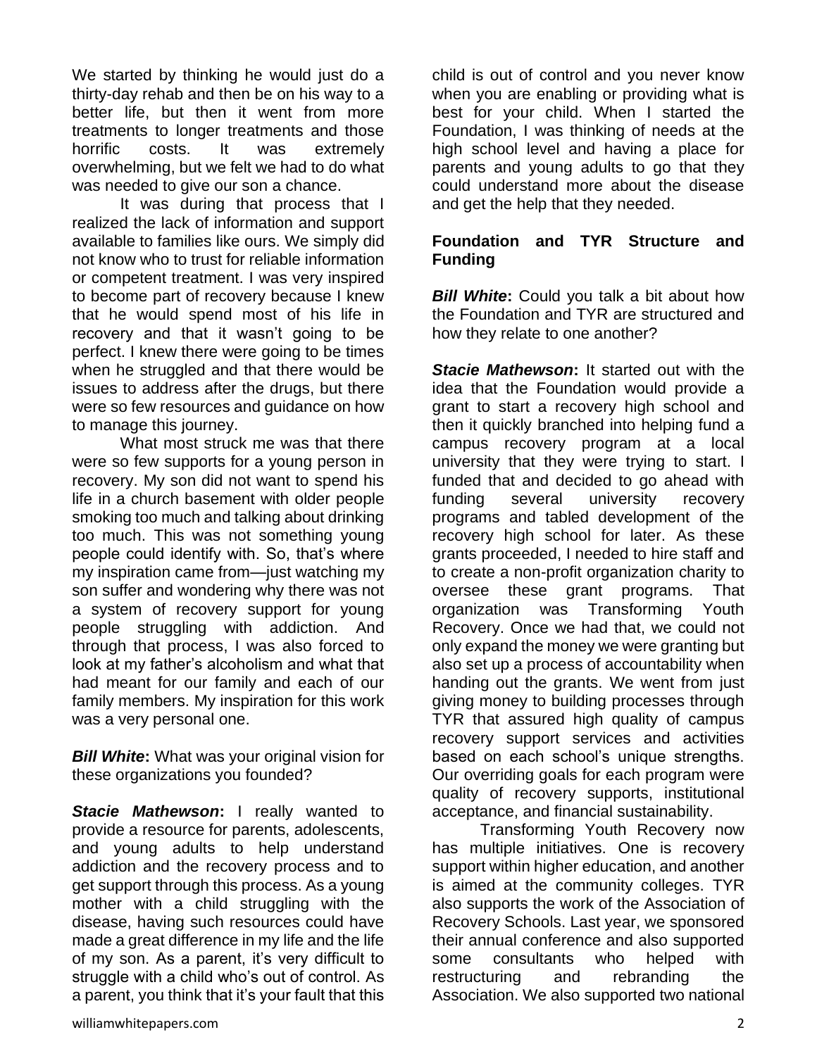We started by thinking he would just do a thirty-day rehab and then be on his way to a better life, but then it went from more treatments to longer treatments and those horrific costs. It was extremely overwhelming, but we felt we had to do what was needed to give our son a chance.

It was during that process that I realized the lack of information and support available to families like ours. We simply did not know who to trust for reliable information or competent treatment. I was very inspired to become part of recovery because I knew that he would spend most of his life in recovery and that it wasn't going to be perfect. I knew there were going to be times when he struggled and that there would be issues to address after the drugs, but there were so few resources and guidance on how to manage this journey.

What most struck me was that there were so few supports for a young person in recovery. My son did not want to spend his life in a church basement with older people smoking too much and talking about drinking too much. This was not something young people could identify with. So, that's where my inspiration came from—just watching my son suffer and wondering why there was not a system of recovery support for young people struggling with addiction. And through that process, I was also forced to look at my father's alcoholism and what that had meant for our family and each of our family members. My inspiration for this work was a very personal one.

***Bill White*:** What was your original vision for these organizations you founded?

***Stacie Mathewson*:** I really wanted to provide a resource for parents, adolescents, and young adults to help understand addiction and the recovery process and to get support through this process. As a young mother with a child struggling with the disease, having such resources could have made a great difference in my life and the life of my son. As a parent, it's very difficult to struggle with a child who's out of control. As a parent, you think that it's your fault that this child is out of control and you never know when you are enabling or providing what is best for your child. When I started the Foundation, I was thinking of needs at the high school level and having a place for parents and young adults to go that they could understand more about the disease and get the help that they needed.

**Foundation and TYR Structure and Funding**

***Bill White*:** Could you talk a bit about how the Foundation and TYR are structured and how they relate to one another?

***Stacie Mathewson*:** It started out with the idea that the Foundation would provide a grant to start a recovery high school and then it quickly branched into helping fund a campus recovery program at a local university that they were trying to start. I funded that and decided to go ahead with funding several university recovery programs and tabled development of the recovery high school for later. As these grants proceeded, I needed to hire staff and to create a non-profit organization charity to oversee these grant programs. That organization was Transforming Youth Recovery. Once we had that, we could not only expand the money we were granting but also set up a process of accountability when handing out the grants. We went from just giving money to building processes through TYR that assured high quality of campus recovery support services and activities based on each school's unique strengths. Our overriding goals for each program were quality of recovery supports, institutional acceptance, and financial sustainability.

Transforming Youth Recovery now has multiple initiatives. One is recovery support within higher education, and another is aimed at the community colleges. TYR also supports the work of the Association of Recovery Schools. Last year, we sponsored their annual conference and also supported some consultants who helped with restructuring and rebranding the Association. We also supported two national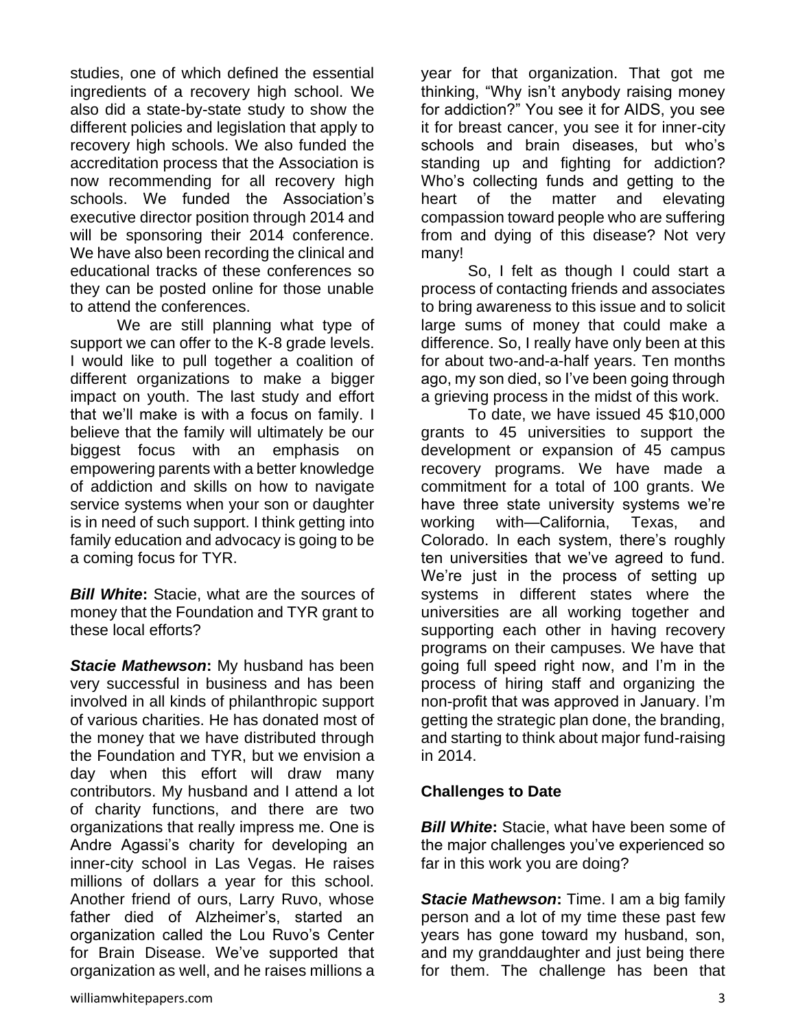studies, one of which defined the essential ingredients of a recovery high school. We also did a state-by-state study to show the different policies and legislation that apply to recovery high schools. We also funded the accreditation process that the Association is now recommending for all recovery high schools. We funded the Association's executive director position through 2014 and will be sponsoring their 2014 conference. We have also been recording the clinical and educational tracks of these conferences so they can be posted online for those unable to attend the conferences.

We are still planning what type of support we can offer to the K-8 grade levels. I would like to pull together a coalition of different organizations to make a bigger impact on youth. The last study and effort that we'll make is with a focus on family. I believe that the family will ultimately be our biggest focus with an emphasis on empowering parents with a better knowledge of addiction and skills on how to navigate service systems when your son or daughter is in need of such support. I think getting into family education and advocacy is going to be a coming focus for TYR.

***Bill White*:** Stacie, what are the sources of money that the Foundation and TYR grant to these local efforts?

***Stacie Mathewson*:** My husband has been very successful in business and has been involved in all kinds of philanthropic support of various charities. He has donated most of the money that we have distributed through the Foundation and TYR, but we envision a day when this effort will draw many contributors. My husband and I attend a lot of charity functions, and there are two organizations that really impress me. One is Andre Agassi's charity for developing an inner-city school in Las Vegas. He raises millions of dollars a year for this school. Another friend of ours, Larry Ruvo, whose father died of Alzheimer's, started an organization called the Lou Ruvo's Center for Brain Disease. We've supported that organization as well, and he raises millions a year for that organization. That got me thinking, "Why isn't anybody raising money for addiction?" You see it for AIDS, you see it for breast cancer, you see it for inner-city schools and brain diseases, but who's standing up and fighting for addiction? Who's collecting funds and getting to the heart of the matter and elevating compassion toward people who are suffering from and dying of this disease? Not very many!

So, I felt as though I could start a process of contacting friends and associates to bring awareness to this issue and to solicit large sums of money that could make a difference. So, I really have only been at this for about two-and-a-half years. Ten months ago, my son died, so I've been going through a grieving process in the midst of this work.

To date, we have issued 45 $10,000 grants to 45 universities to support the development or expansion of 45 campus recovery programs. We have made a commitment for a total of 100 grants. We have three state university systems we're working with—California, Texas, and Colorado. In each system, there's roughly ten universities that we've agreed to fund. We're just in the process of setting up systems in different states where the universities are all working together and supporting each other in having recovery programs on their campuses. We have that going full speed right now, and I'm in the process of hiring staff and organizing the non-profit that was approved in January. I'm getting the strategic plan done, the branding, and starting to think about major fund-raising in 2014.

## Challenges to Date

***Bill White*:** Stacie, what have been some of the major challenges you've experienced so far in this work you are doing?

***Stacie Mathewson*:** Time. I am a big family person and a lot of my time these past few years has gone toward my husband, son, and my granddaughter and just being there for them. The challenge has been that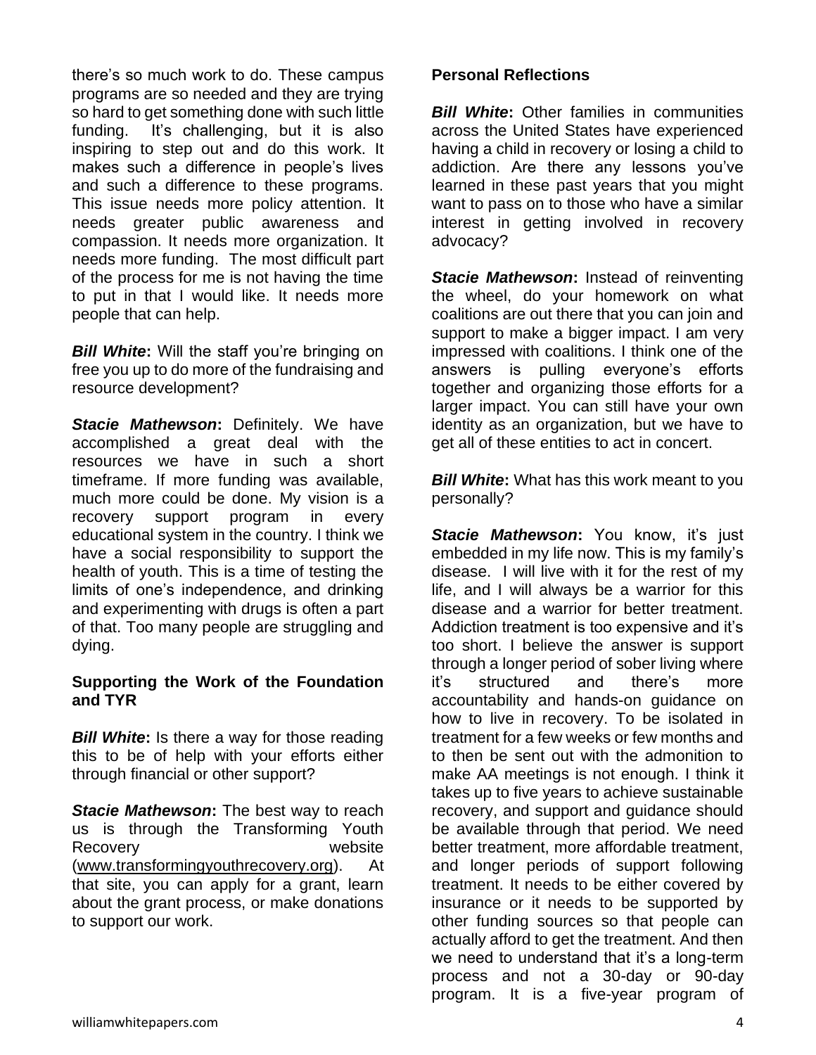there's so much work to do. These campus programs are so needed and they are trying so hard to get something done with such little funding. It's challenging, but it is also inspiring to step out and do this work. It makes such a difference in people's lives and such a difference to these programs. This issue needs more policy attention. It needs greater public awareness and compassion. It needs more organization. It needs more funding. The most difficult part of the process for me is not having the time to put in that I would like. It needs more people that can help.

***Bill White*:** Will the staff you're bringing on free you up to do more of the fundraising and resource development?

***Stacie Mathewson*:** Definitely. We have accomplished a great deal with the resources we have in such a short timeframe. If more funding was available, much more could be done. My vision is a recovery support program in every educational system in the country. I think we have a social responsibility to support the health of youth. This is a time of testing the limits of one's independence, and drinking and experimenting with drugs is often a part of that. Too many people are struggling and dying.

**Supporting the Work of the Foundation and TYR**

***Bill White*:** Is there a way for those reading this to be of help with your efforts either through financial or other support?

***Stacie Mathewson*:** The best way to reach us is through the Transforming Youth Recovery website (www.transformingyouthrecovery.org). At that site, you can apply for a grant, learn about the grant process, or make donations to support our work.

**Personal Reflections**

***Bill White*:** Other families in communities across the United States have experienced having a child in recovery or losing a child to addiction. Are there any lessons you've learned in these past years that you might want to pass on to those who have a similar interest in getting involved in recovery advocacy?

***Stacie Mathewson*:** Instead of reinventing the wheel, do your homework on what coalitions are out there that you can join and support to make a bigger impact. I am very impressed with coalitions. I think one of the answers is pulling everyone's efforts together and organizing those efforts for a larger impact. You can still have your own identity as an organization, but we have to get all of these entities to act in concert.

***Bill White*:** What has this work meant to you personally?

***Stacie Mathewson*:** You know, it's just embedded in my life now. This is my family's disease. I will live with it for the rest of my life, and I will always be a warrior for this disease and a warrior for better treatment. Addiction treatment is too expensive and it's too short. I believe the answer is support through a longer period of sober living where it's structured and there's more accountability and hands-on guidance on how to live in recovery. To be isolated in treatment for a few weeks or few months and to then be sent out with the admonition to make AA meetings is not enough. I think it takes up to five years to achieve sustainable recovery, and support and guidance should be available through that period. We need better treatment, more affordable treatment, and longer periods of support following treatment. It needs to be either covered by insurance or it needs to be supported by other funding sources so that people can actually afford to get the treatment. And then we need to understand that it's a long-term process and not a 30-day or 90-day program. It is a five-year program of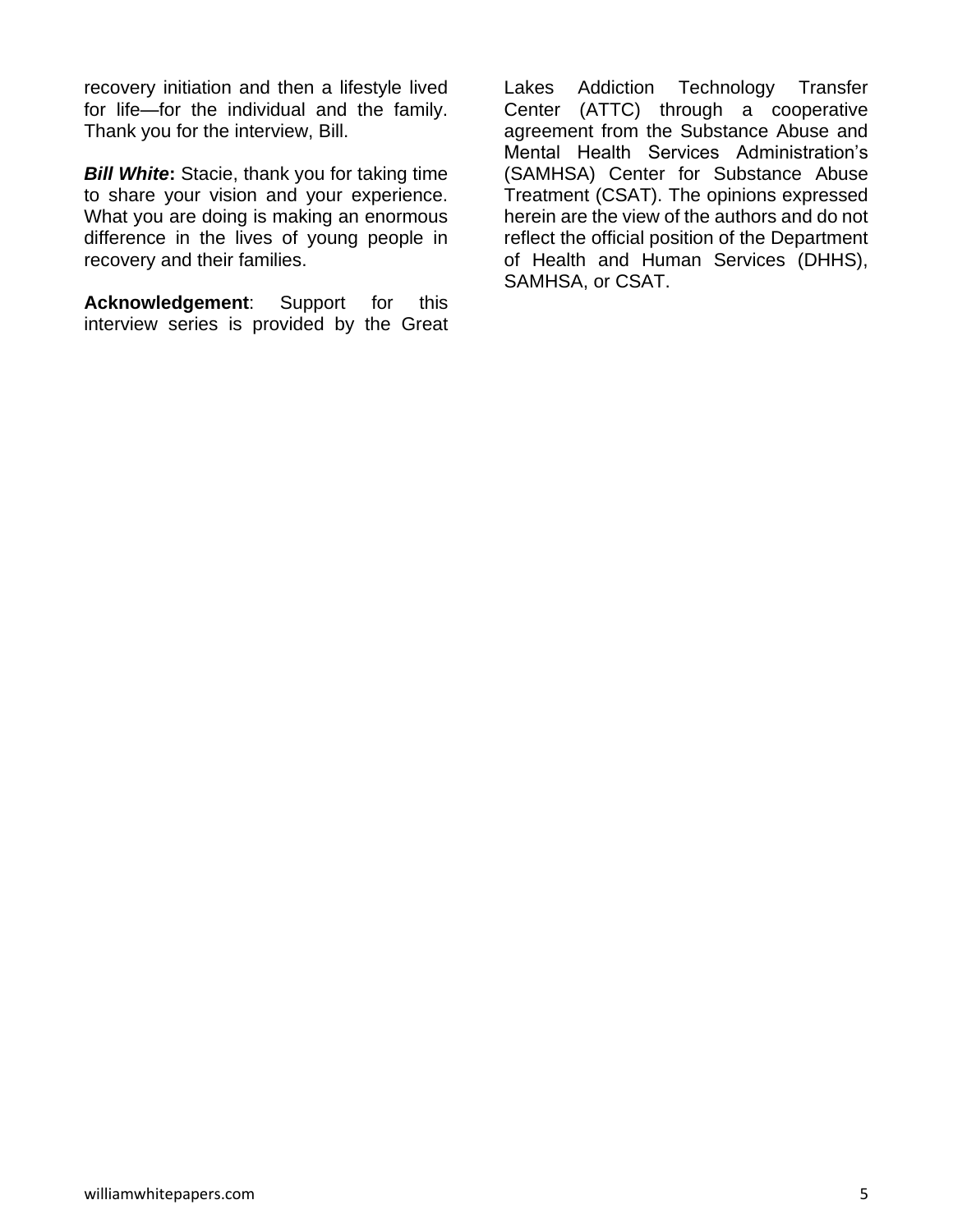recovery initiation and then a lifestyle lived for life—for the individual and the family. Thank you for the interview, Bill.

***Bill White*:** Stacie, thank you for taking time to share your vision and your experience. What you are doing is making an enormous difference in the lives of young people in recovery and their families.

**Acknowledgement**: Support for this interview series is provided by the Great Lakes Addiction Technology Transfer Center (ATTC) through a cooperative agreement from the Substance Abuse and Mental Health Services Administration's (SAMHSA) Center for Substance Abuse Treatment (CSAT). The opinions expressed herein are the view of the authors and do not reflect the official position of the Department of Health and Human Services (DHHS), SAMHSA, or CSAT.